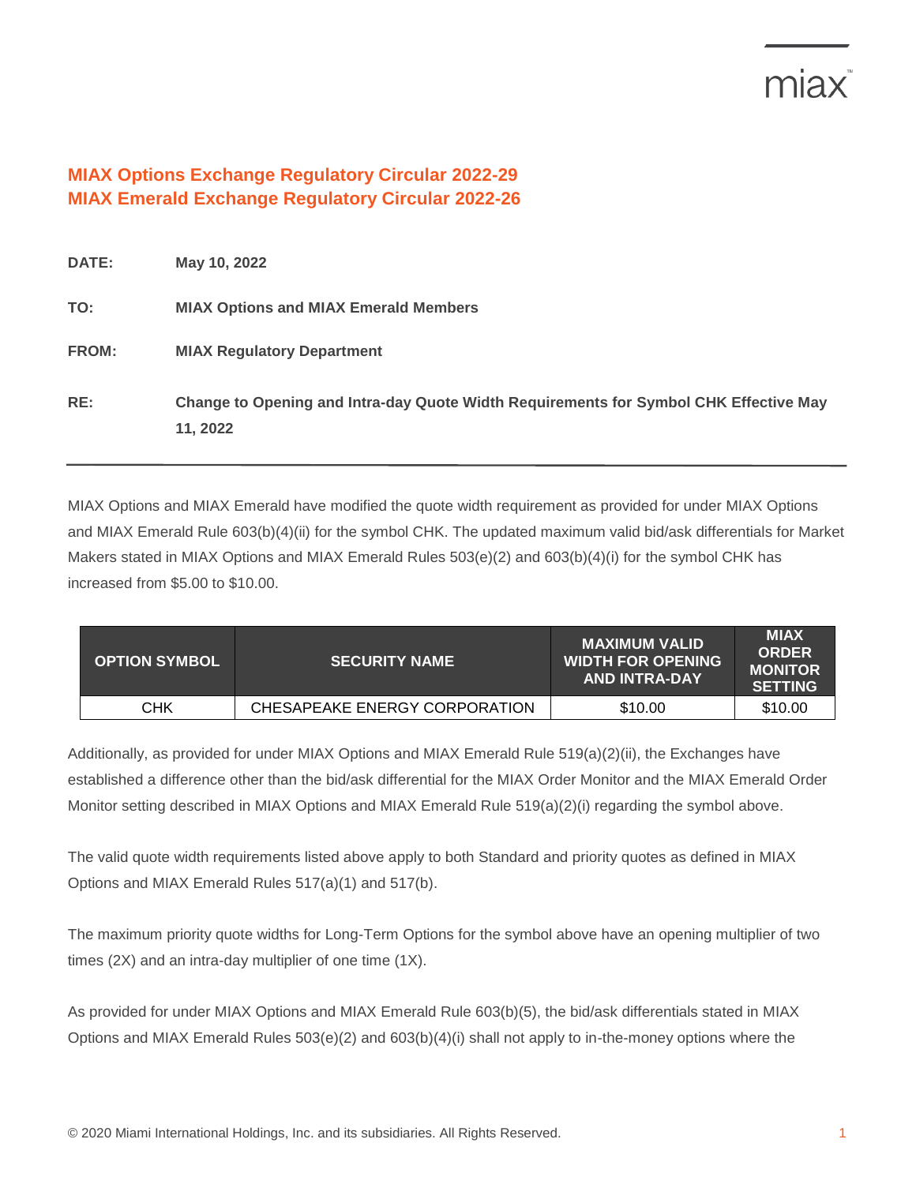# MIAX Options Exchange Regulatory Circular 2022-29
# MIAX Emerald Exchange Regulatory Circular 2022-26

**DATE:** May 10, 2022

**TO:** MIAX Options and MIAX Emerald Members

**FROM:** MIAX Regulatory Department

**RE:** Change to Opening and Intra-day Quote Width Requirements for Symbol CHK Effective May 11, 2022

---

MIAX Options and MIAX Emerald have modified the quote width requirement as provided for under MIAX Options and MIAX Emerald Rule 603(b)(4)(ii) for the symbol CHK. The updated maximum valid bid/ask differentials for Market Makers stated in MIAX Options and MIAX Emerald Rules 503(e)(2) and 603(b)(4)(i) for the symbol CHK has increased from $5.00 to $10.00.

| OPTION SYMBOL | SECURITY NAME | MAXIMUM VALID WIDTH FOR OPENING AND INTRA-DAY | MIAX ORDER MONITOR SETTING |
|---|---|---|---|
| CHK | CHESAPEAKE ENERGY CORPORATION | $10.00 | $10.00 |

Additionally, as provided for under MIAX Options and MIAX Emerald Rule 519(a)(2)(ii), the Exchanges have established a difference other than the bid/ask differential for the MIAX Order Monitor and the MIAX Emerald Order Monitor setting described in MIAX Options and MIAX Emerald Rule 519(a)(2)(i) regarding the symbol above.

The valid quote width requirements listed above apply to both Standard and priority quotes as defined in MIAX Options and MIAX Emerald Rules 517(a)(1) and 517(b).

The maximum priority quote widths for Long-Term Options for the symbol above have an opening multiplier of two times (2X) and an intra-day multiplier of one time (1X).

As provided for under MIAX Options and MIAX Emerald Rule 603(b)(5), the bid/ask differentials stated in MIAX Options and MIAX Emerald Rules 503(e)(2) and 603(b)(4)(i) shall not apply to in-the-money options where the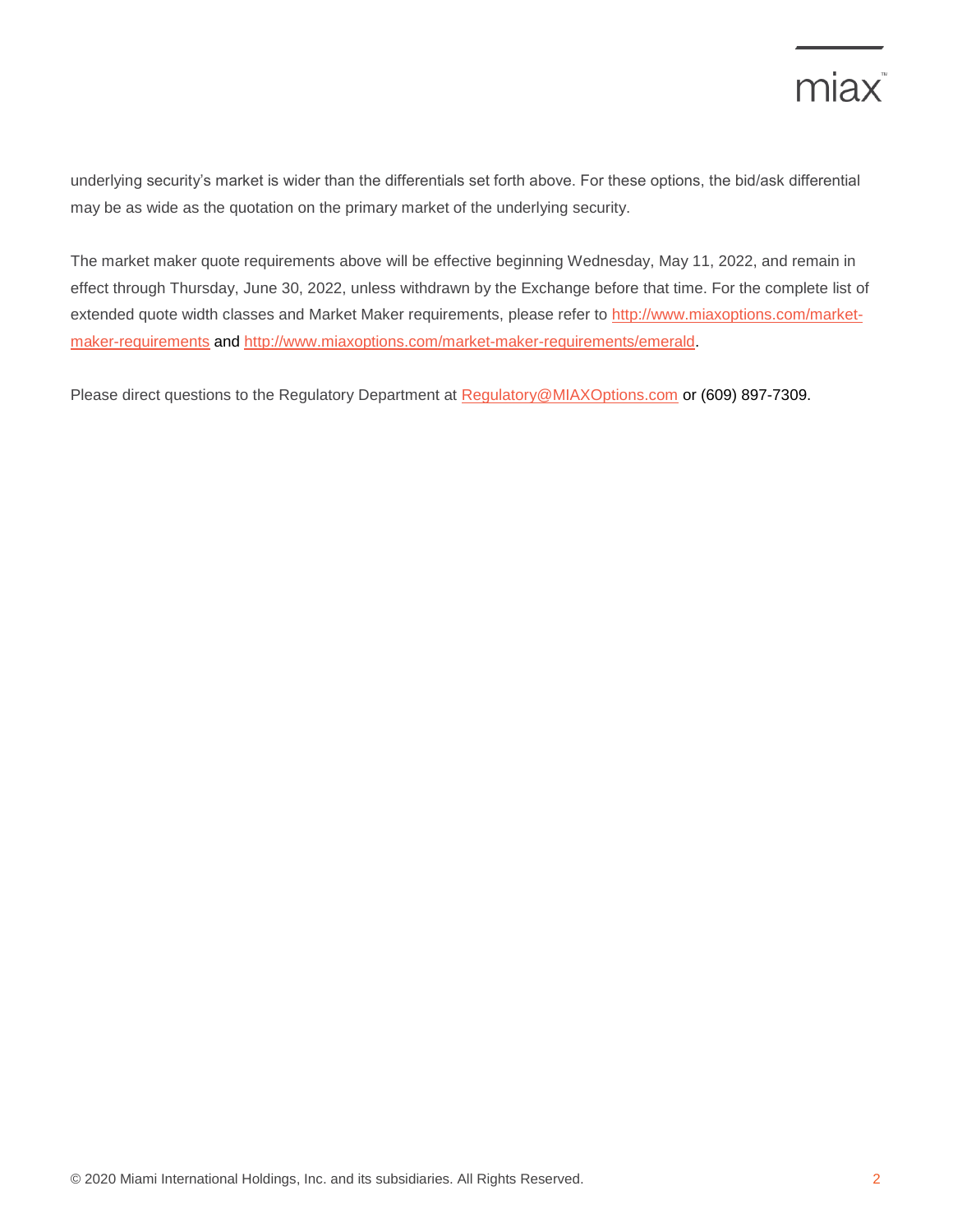underlying security's market is wider than the differentials set forth above. For these options, the bid/ask differential may be as wide as the quotation on the primary market of the underlying security.

The market maker quote requirements above will be effective beginning Wednesday, May 11, 2022, and remain in effect through Thursday, June 30, 2022, unless withdrawn by the Exchange before that time. For the complete list of extended quote width classes and Market Maker requirements, please refer to [http://www.miaxoptions.com/market-maker-requirements](http://www.miaxoptions.com/market-maker-requirements) and [http://www.miaxoptions.com/market-maker-requirements/emerald](http://www.miaxoptions.com/market-maker-requirements/emerald).

Please direct questions to the Regulatory Department at [Regulatory@MIAXOptions.com](mailto:Regulatory@MIAXOptions.com) or (609) 897-7309.

© 2020 Miami International Holdings, Inc. and its subsidiaries. All Rights Reserved.